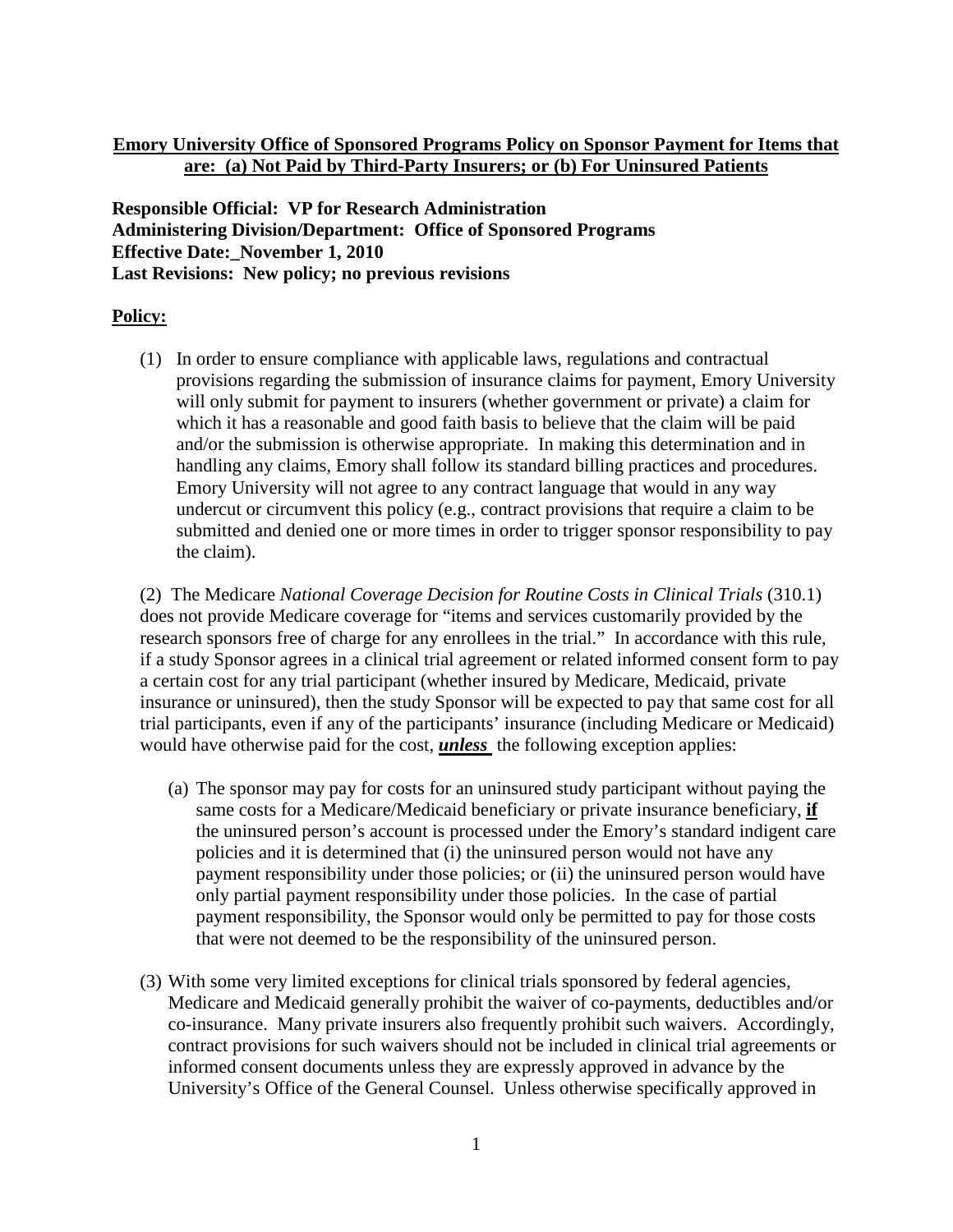**Emory University Office of Sponsored Programs Policy on Sponsor Payment for Items that are: (a) Not Paid by Third-Party Insurers; or (b) For Uninsured Patients**

**Responsible Official: VP for Research Administration**
**Administering Division/Department: Office of Sponsored Programs**
**Effective Date:_November 1, 2010**
**Last Revisions: New policy; no previous revisions**

**Policy:**

(1) In order to ensure compliance with applicable laws, regulations and contractual provisions regarding the submission of insurance claims for payment, Emory University will only submit for payment to insurers (whether government or private) a claim for which it has a reasonable and good faith basis to believe that the claim will be paid and/or the submission is otherwise appropriate. In making this determination and in handling any claims, Emory shall follow its standard billing practices and procedures. Emory University will not agree to any contract language that would in any way undercut or circumvent this policy (e.g., contract provisions that require a claim to be submitted and denied one or more times in order to trigger sponsor responsibility to pay the claim).

(2) The Medicare *National Coverage Decision for Routine Costs in Clinical Trials* (310.1) does not provide Medicare coverage for "items and services customarily provided by the research sponsors free of charge for any enrollees in the trial." In accordance with this rule, if a study Sponsor agrees in a clinical trial agreement or related informed consent form to pay a certain cost for any trial participant (whether insured by Medicare, Medicaid, private insurance or uninsured), then the study Sponsor will be expected to pay that same cost for all trial participants, even if any of the participants' insurance (including Medicare or Medicaid) would have otherwise paid for the cost, ***unless*** the following exception applies:

(a) The sponsor may pay for costs for an uninsured study participant without paying the same costs for a Medicare/Medicaid beneficiary or private insurance beneficiary, **if** the uninsured person's account is processed under the Emory's standard indigent care policies and it is determined that (i) the uninsured person would not have any payment responsibility under those policies; or (ii) the uninsured person would have only partial payment responsibility under those policies. In the case of partial payment responsibility, the Sponsor would only be permitted to pay for those costs that were not deemed to be the responsibility of the uninsured person.

(3) With some very limited exceptions for clinical trials sponsored by federal agencies, Medicare and Medicaid generally prohibit the waiver of co-payments, deductibles and/or co-insurance. Many private insurers also frequently prohibit such waivers. Accordingly, contract provisions for such waivers should not be included in clinical trial agreements or informed consent documents unless they are expressly approved in advance by the University's Office of the General Counsel. Unless otherwise specifically approved in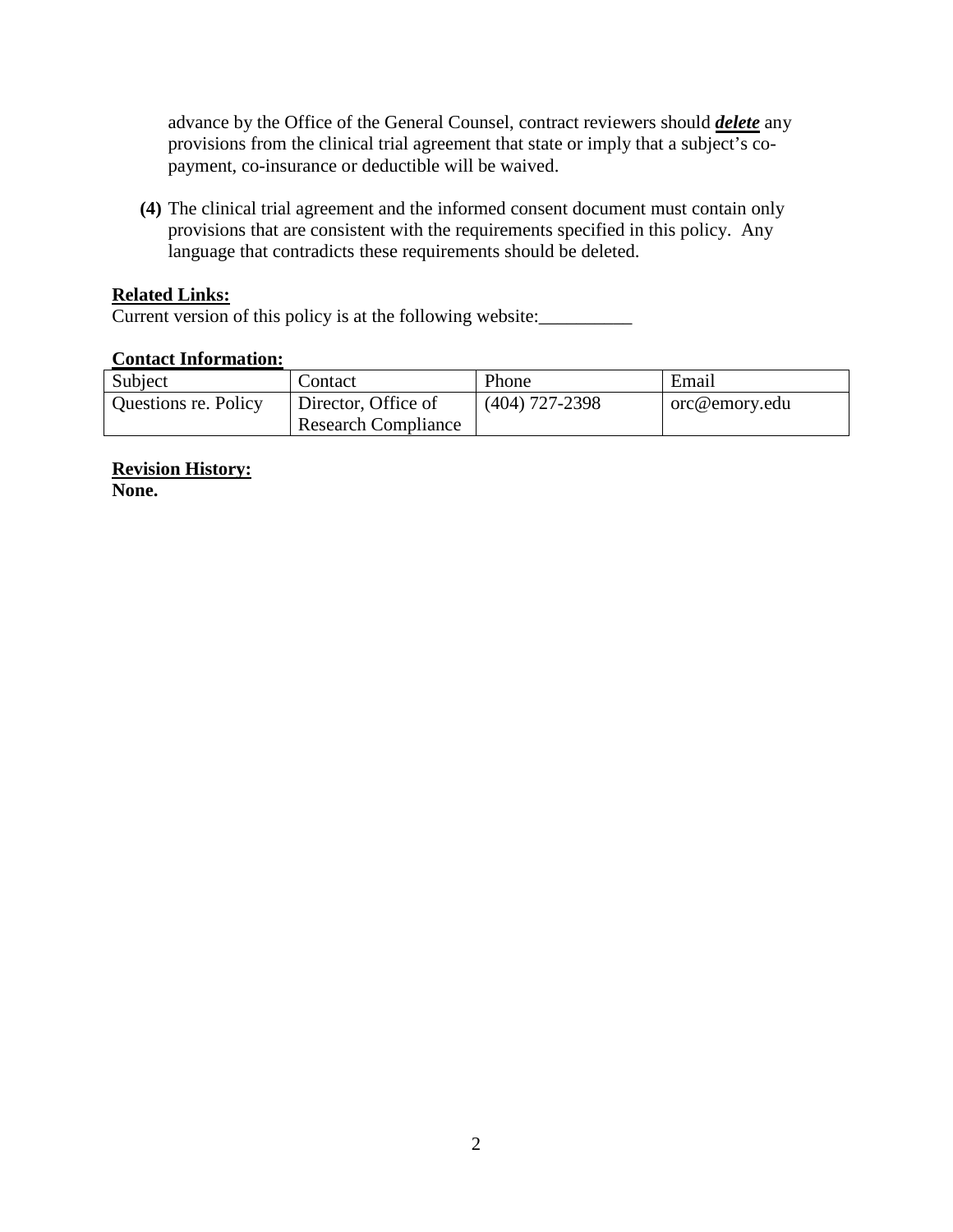advance by the Office of the General Counsel, contract reviewers should ***delete*** any provisions from the clinical trial agreement that state or imply that a subject's co-payment, co-insurance or deductible will be waived.

**(4)** The clinical trial agreement and the informed consent document must contain only provisions that are consistent with the requirements specified in this policy. Any language that contradicts these requirements should be deleted.

**Related Links:**

Current version of this policy is at the following website:__________

**Contact Information:**

| Subject | Contact | Phone | Email |
|---|---|---|---|
| Questions re. Policy | Director, Office of Research Compliance | (404) 727-2398 | orc@emory.edu |

**Revision History:**

**None.**